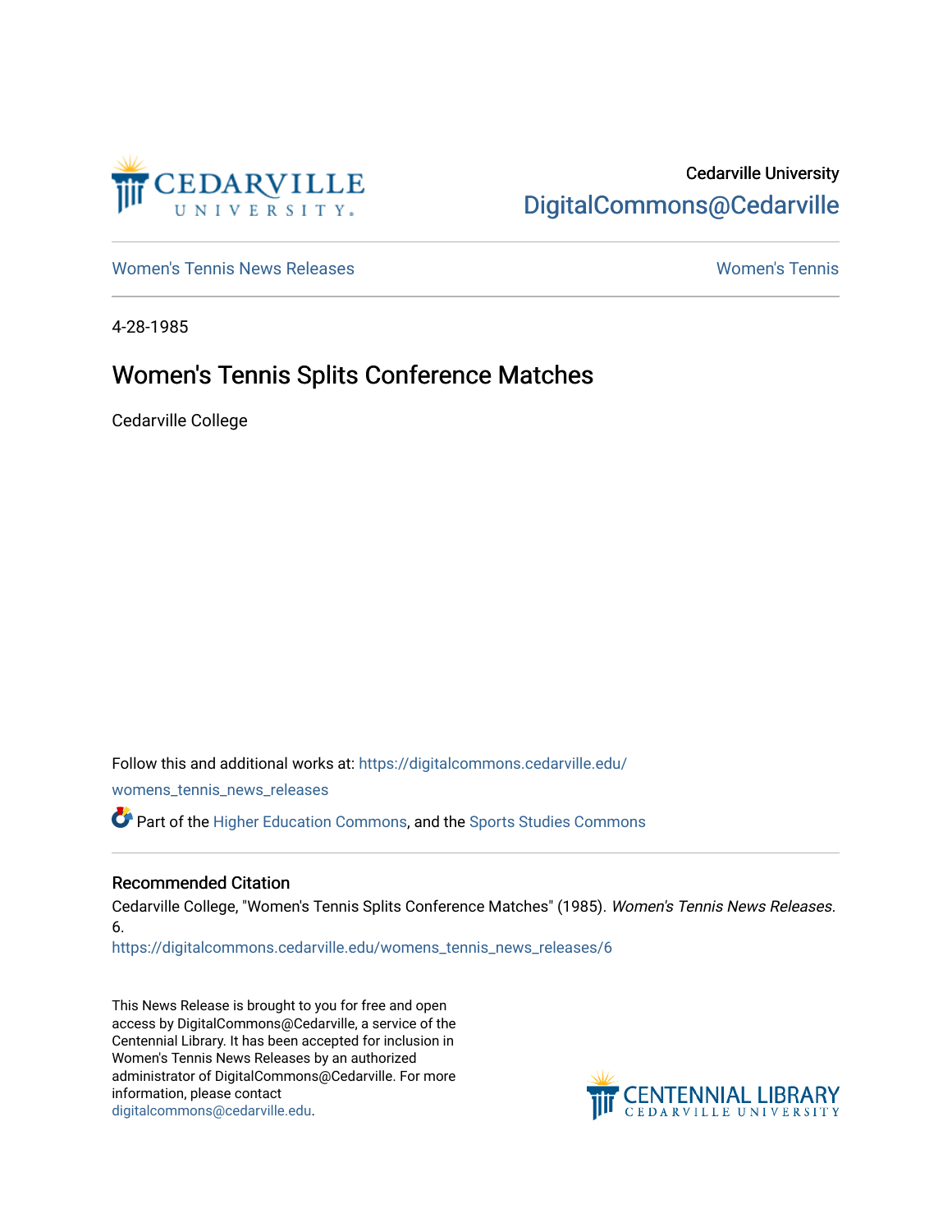Cedarville University
DigitalCommons@Cedarville

Women's Tennis News Releases | Women's Tennis

4-28-1985

# Women's Tennis Splits Conference Matches

Cedarville College

Follow this and additional works at: https://digitalcommons.cedarville.edu/womens_tennis_news_releases

Part of the Higher Education Commons, and the Sports Studies Commons

## Recommended Citation

Cedarville College, "Women's Tennis Splits Conference Matches" (1985). *Women's Tennis News Releases*. 6.
https://digitalcommons.cedarville.edu/womens_tennis_news_releases/6

This News Release is brought to you for free and open access by DigitalCommons@Cedarville, a service of the Centennial Library. It has been accepted for inclusion in Women's Tennis News Releases by an authorized administrator of DigitalCommons@Cedarville. For more information, please contact digitalcommons@cedarville.edu.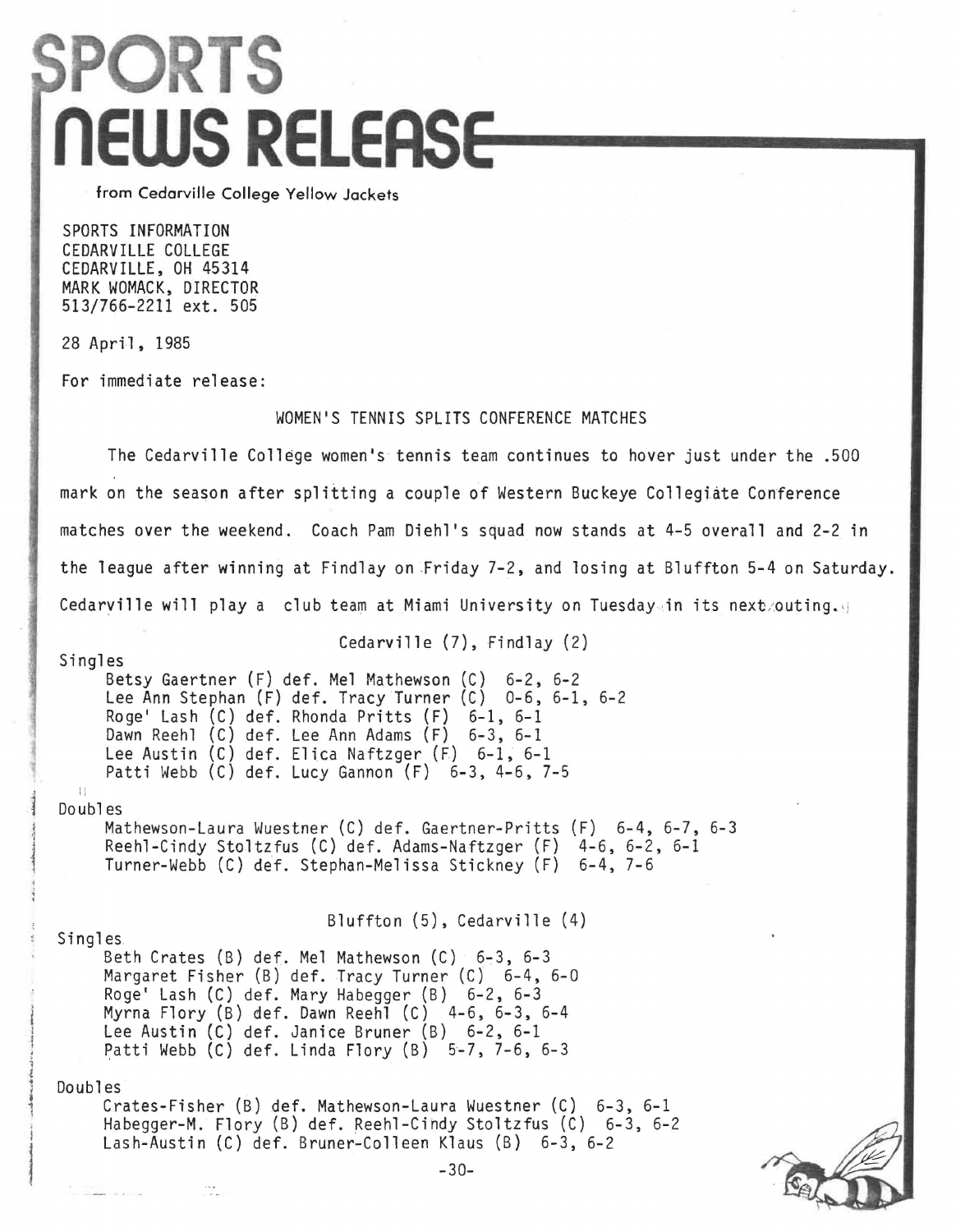# SPORTS NEWS RELEASE

from Cedarville College Yellow Jackets

SPORTS INFORMATION
CEDARVILLE COLLEGE
CEDARVILLE, OH 45314
MARK WOMACK, DIRECTOR
513/766-2211 ext. 505

28 April, 1985

For immediate release:

WOMEN'S TENNIS SPLITS CONFERENCE MATCHES

The Cedarville College women's tennis team continues to hover just under the .500 mark on the season after splitting a couple of Western Buckeye Collegiate Conference matches over the weekend. Coach Pam Diehl's squad now stands at 4-5 overall and 2-2 in the league after winning at Findlay on Friday 7-2, and losing at Bluffton 5-4 on Saturday. Cedarville will play a club team at Miami University on Tuesday in its next outing.

Cedarville (7), Findlay (2)

Singles

- Betsy Gaertner (F) def. Mel Mathewson (C) 6-2, 6-2
- Lee Ann Stephan (F) def. Tracy Turner (C) 0-6, 6-1, 6-2
- Roge' Lash (C) def. Rhonda Pritts (F) 6-1, 6-1
- Dawn Reehl (C) def. Lee Ann Adams (F) 6-3, 6-1
- Lee Austin (C) def. Elica Naftzger (F) 6-1, 6-1
- Patti Webb (C) def. Lucy Gannon (F) 6-3, 4-6, 7-5

Doubles

- Mathewson-Laura Wuestner (C) def. Gaertner-Pritts (F) 6-4, 6-7, 6-3
- Reehl-Cindy Stoltzfus (C) def. Adams-Naftzger (F) 4-6, 6-2, 6-1
- Turner-Webb (C) def. Stephan-Melissa Stickney (F) 6-4, 7-6

Bluffton (5), Cedarville (4)

Singles

- Beth Crates (B) def. Mel Mathewson (C) 6-3, 6-3
- Margaret Fisher (B) def. Tracy Turner (C) 6-4, 6-0
- Roge' Lash (C) def. Mary Habegger (B) 6-2, 6-3
- Myrna Flory (B) def. Dawn Reehl (C) 4-6, 6-3, 6-4
- Lee Austin (C) def. Janice Bruner (B) 6-2, 6-1
- Patti Webb (C) def. Linda Flory (B) 5-7, 7-6, 6-3

Doubles

- Crates-Fisher (B) def. Mathewson-Laura Wuestner (C) 6-3, 6-1
- Habegger-M. Flory (B) def. Reehl-Cindy Stoltzfus (C) 6-3, 6-2
- Lash-Austin (C) def. Bruner-Colleen Klaus (B) 6-3, 6-2

-30-